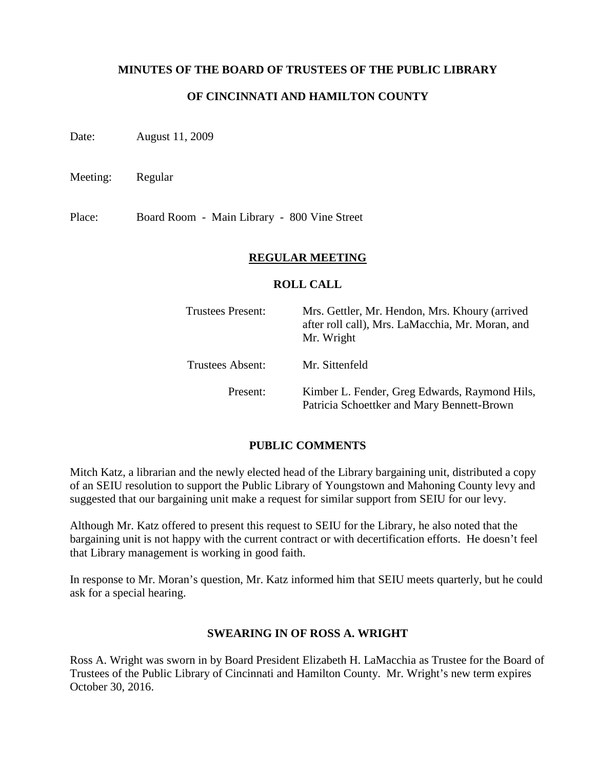# MINUTES OF THE BOARD OF TRUSTEES OF THE PUBLIC LIBRARY

# OF CINCINNATI AND HAMILTON COUNTY

Date: August 11, 2009

Meeting: Regular

Place: Board Room - Main Library - 800 Vine Street

## REGULAR MEETING

### ROLL CALL

| | |
|---|---|
| Trustees Present: | Mrs. Gettler, Mr. Hendon, Mrs. Khoury (arrived after roll call), Mrs. LaMacchia, Mr. Moran, and Mr. Wright |
| Trustees Absent: | Mr. Sittenfeld |
| Present: | Kimber L. Fender, Greg Edwards, Raymond Hils, Patricia Schoettker and Mary Bennett-Brown |

### PUBLIC COMMENTS

Mitch Katz, a librarian and the newly elected head of the Library bargaining unit, distributed a copy of an SEIU resolution to support the Public Library of Youngstown and Mahoning County levy and suggested that our bargaining unit make a request for similar support from SEIU for our levy.

Although Mr. Katz offered to present this request to SEIU for the Library, he also noted that the bargaining unit is not happy with the current contract or with decertification efforts. He doesn't feel that Library management is working in good faith.

In response to Mr. Moran's question, Mr. Katz informed him that SEIU meets quarterly, but he could ask for a special hearing.

### SWEARING IN OF ROSS A. WRIGHT

Ross A. Wright was sworn in by Board President Elizabeth H. LaMacchia as Trustee for the Board of Trustees of the Public Library of Cincinnati and Hamilton County. Mr. Wright's new term expires October 30, 2016.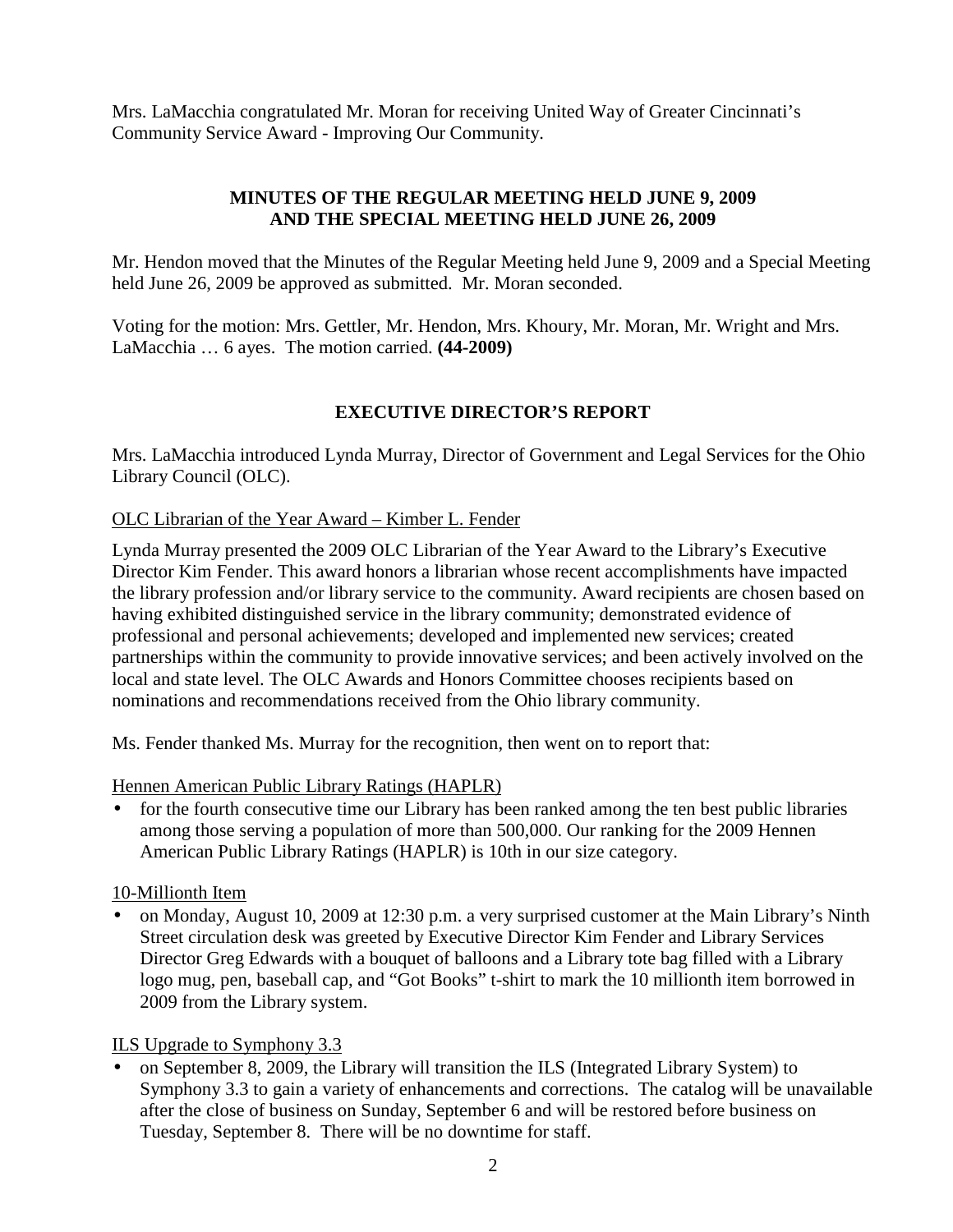Mrs. LaMacchia congratulated Mr. Moran for receiving United Way of Greater Cincinnati's Community Service Award - Improving Our Community.

## MINUTES OF THE REGULAR MEETING HELD JUNE 9, 2009 AND THE SPECIAL MEETING HELD JUNE 26, 2009

Mr. Hendon moved that the Minutes of the Regular Meeting held June 9, 2009 and a Special Meeting held June 26, 2009 be approved as submitted. Mr. Moran seconded.

Voting for the motion: Mrs. Gettler, Mr. Hendon, Mrs. Khoury, Mr. Moran, Mr. Wright and Mrs. LaMacchia … 6 ayes. The motion carried. **(44-2009)**

## EXECUTIVE DIRECTOR'S REPORT

Mrs. LaMacchia introduced Lynda Murray, Director of Government and Legal Services for the Ohio Library Council (OLC).

OLC Librarian of the Year Award – Kimber L. Fender

Lynda Murray presented the 2009 OLC Librarian of the Year Award to the Library's Executive Director Kim Fender. This award honors a librarian whose recent accomplishments have impacted the library profession and/or library service to the community. Award recipients are chosen based on having exhibited distinguished service in the library community; demonstrated evidence of professional and personal achievements; developed and implemented new services; created partnerships within the community to provide innovative services; and been actively involved on the local and state level. The OLC Awards and Honors Committee chooses recipients based on nominations and recommendations received from the Ohio library community.

Ms. Fender thanked Ms. Murray for the recognition, then went on to report that:

Hennen American Public Library Ratings (HAPLR)

- for the fourth consecutive time our Library has been ranked among the ten best public libraries among those serving a population of more than 500,000. Our ranking for the 2009 Hennen American Public Library Ratings (HAPLR) is 10th in our size category.

10-Millionth Item

- on Monday, August 10, 2009 at 12:30 p.m. a very surprised customer at the Main Library's Ninth Street circulation desk was greeted by Executive Director Kim Fender and Library Services Director Greg Edwards with a bouquet of balloons and a Library tote bag filled with a Library logo mug, pen, baseball cap, and "Got Books" t-shirt to mark the 10 millionth item borrowed in 2009 from the Library system.

ILS Upgrade to Symphony 3.3

- on September 8, 2009, the Library will transition the ILS (Integrated Library System) to Symphony 3.3 to gain a variety of enhancements and corrections. The catalog will be unavailable after the close of business on Sunday, September 6 and will be restored before business on Tuesday, September 8. There will be no downtime for staff.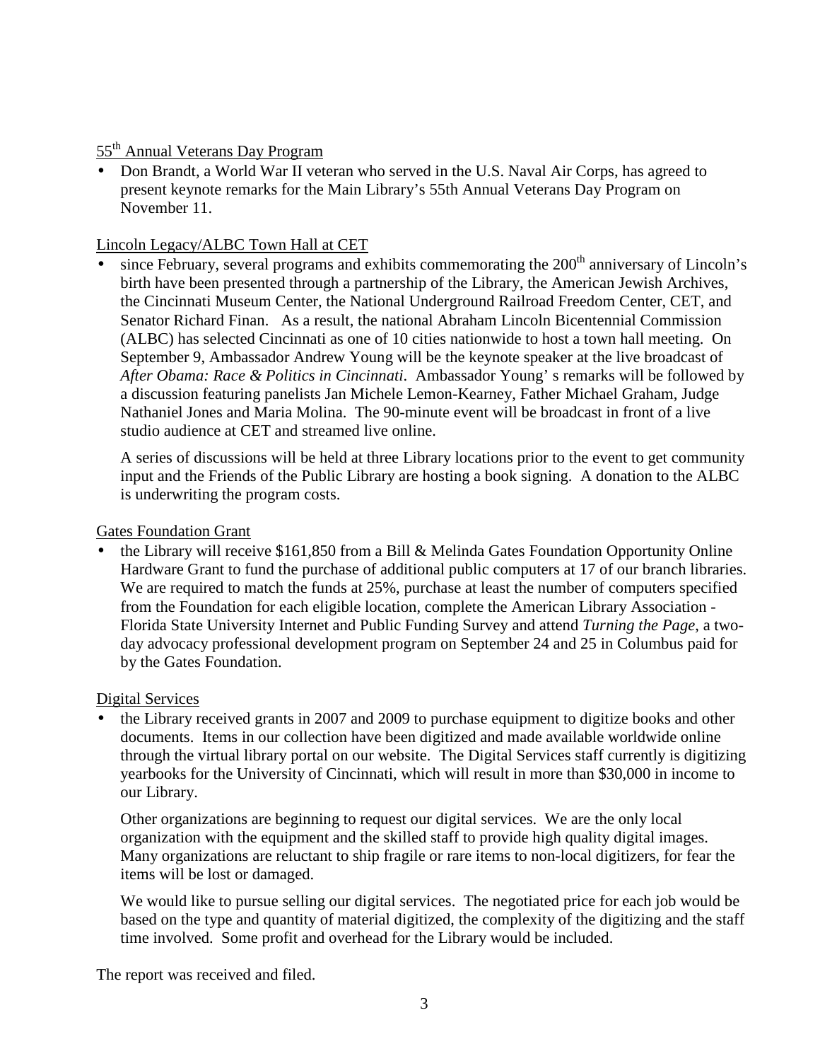55th Annual Veterans Day Program

- Don Brandt, a World War II veteran who served in the U.S. Naval Air Corps, has agreed to present keynote remarks for the Main Library's 55th Annual Veterans Day Program on November 11.

Lincoln Legacy/ALBC Town Hall at CET

- since February, several programs and exhibits commemorating the 200th anniversary of Lincoln's birth have been presented through a partnership of the Library, the American Jewish Archives, the Cincinnati Museum Center, the National Underground Railroad Freedom Center, CET, and Senator Richard Finan. As a result, the national Abraham Lincoln Bicentennial Commission (ALBC) has selected Cincinnati as one of 10 cities nationwide to host a town hall meeting. On September 9, Ambassador Andrew Young will be the keynote speaker at the live broadcast of *After Obama: Race & Politics in Cincinnati*. Ambassador Young' s remarks will be followed by a discussion featuring panelists Jan Michele Lemon-Kearney, Father Michael Graham, Judge Nathaniel Jones and Maria Molina. The 90-minute event will be broadcast in front of a live studio audience at CET and streamed live online.

  A series of discussions will be held at three Library locations prior to the event to get community input and the Friends of the Public Library are hosting a book signing. A donation to the ALBC is underwriting the program costs.

Gates Foundation Grant

- the Library will receive $161,850 from a Bill & Melinda Gates Foundation Opportunity Online Hardware Grant to fund the purchase of additional public computers at 17 of our branch libraries. We are required to match the funds at 25%, purchase at least the number of computers specified from the Foundation for each eligible location, complete the American Library Association - Florida State University Internet and Public Funding Survey and attend *Turning the Page*, a two-day advocacy professional development program on September 24 and 25 in Columbus paid for by the Gates Foundation.

Digital Services

- the Library received grants in 2007 and 2009 to purchase equipment to digitize books and other documents. Items in our collection have been digitized and made available worldwide online through the virtual library portal on our website. The Digital Services staff currently is digitizing yearbooks for the University of Cincinnati, which will result in more than $30,000 in income to our Library.

  Other organizations are beginning to request our digital services. We are the only local organization with the equipment and the skilled staff to provide high quality digital images. Many organizations are reluctant to ship fragile or rare items to non-local digitizers, for fear the items will be lost or damaged.

  We would like to pursue selling our digital services. The negotiated price for each job would be based on the type and quantity of material digitized, the complexity of the digitizing and the staff time involved. Some profit and overhead for the Library would be included.

The report was received and filed.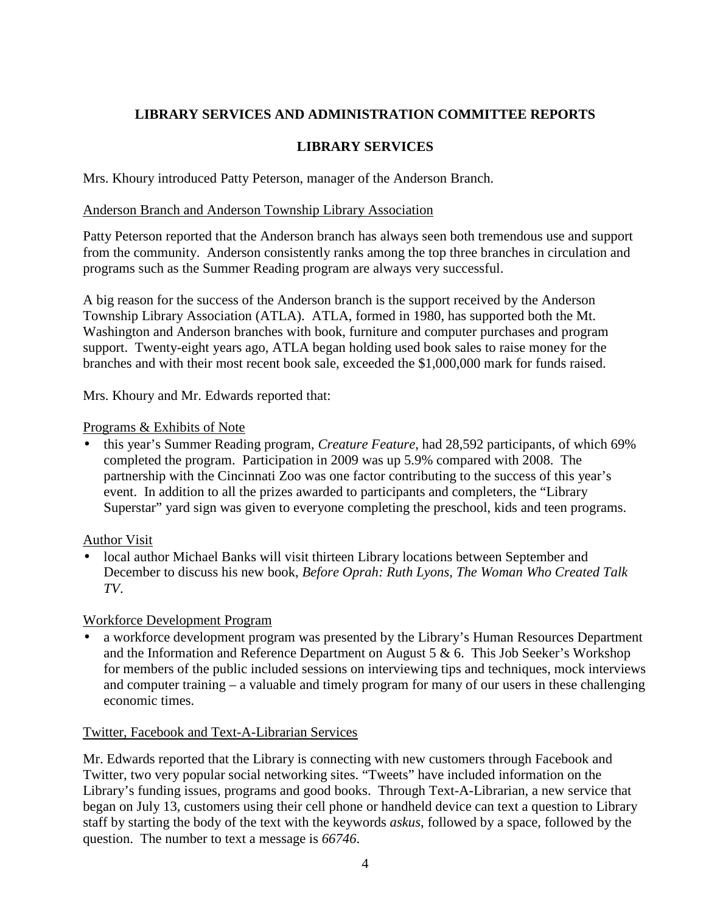## LIBRARY SERVICES AND ADMINISTRATION COMMITTEE REPORTS

### LIBRARY SERVICES

Mrs. Khoury introduced Patty Peterson, manager of the Anderson Branch.

Anderson Branch and Anderson Township Library Association

Patty Peterson reported that the Anderson branch has always seen both tremendous use and support from the community. Anderson consistently ranks among the top three branches in circulation and programs such as the Summer Reading program are always very successful.

A big reason for the success of the Anderson branch is the support received by the Anderson Township Library Association (ATLA). ATLA, formed in 1980, has supported both the Mt. Washington and Anderson branches with book, furniture and computer purchases and program support. Twenty-eight years ago, ATLA began holding used book sales to raise money for the branches and with their most recent book sale, exceeded the $1,000,000 mark for funds raised.

Mrs. Khoury and Mr. Edwards reported that:

Programs & Exhibits of Note

- this year's Summer Reading program, *Creature Feature*, had 28,592 participants, of which 69% completed the program. Participation in 2009 was up 5.9% compared with 2008. The partnership with the Cincinnati Zoo was one factor contributing to the success of this year's event. In addition to all the prizes awarded to participants and completers, the "Library Superstar" yard sign was given to everyone completing the preschool, kids and teen programs.

Author Visit

- local author Michael Banks will visit thirteen Library locations between September and December to discuss his new book, *Before Oprah: Ruth Lyons, The Woman Who Created Talk TV*.

Workforce Development Program

- a workforce development program was presented by the Library's Human Resources Department and the Information and Reference Department on August 5 & 6. This Job Seeker's Workshop for members of the public included sessions on interviewing tips and techniques, mock interviews and computer training – a valuable and timely program for many of our users in these challenging economic times.

Twitter, Facebook and Text-A-Librarian Services

Mr. Edwards reported that the Library is connecting with new customers through Facebook and Twitter, two very popular social networking sites. "Tweets" have included information on the Library's funding issues, programs and good books. Through Text-A-Librarian, a new service that began on July 13, customers using their cell phone or handheld device can text a question to Library staff by starting the body of the text with the keywords *askus*, followed by a space, followed by the question. The number to text a message is *66746*.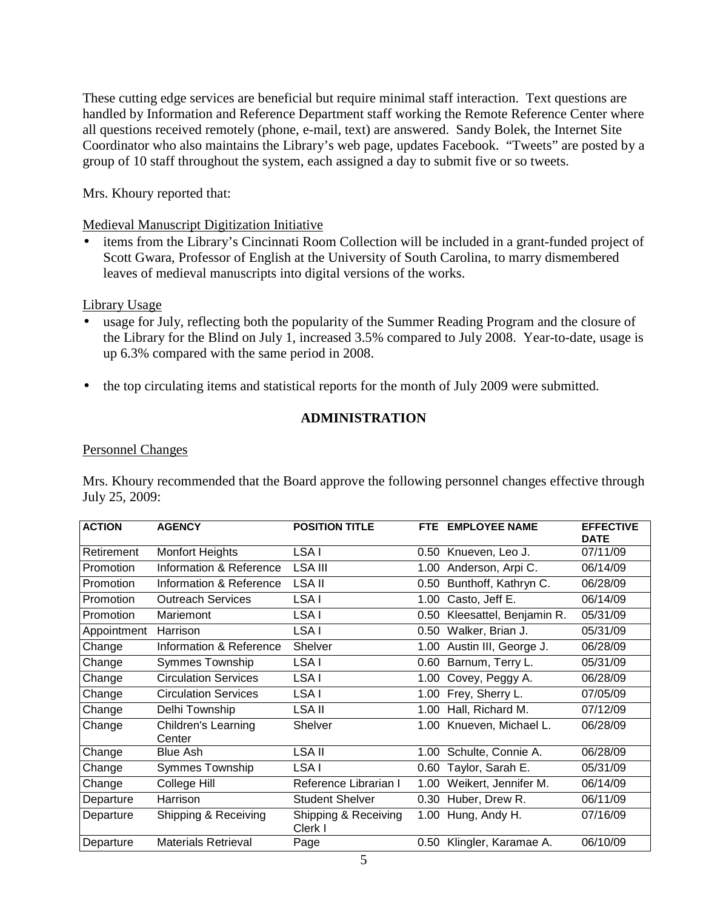These cutting edge services are beneficial but require minimal staff interaction. Text questions are handled by Information and Reference Department staff working the Remote Reference Center where all questions received remotely (phone, e-mail, text) are answered. Sandy Bolek, the Internet Site Coordinator who also maintains the Library's web page, updates Facebook. "Tweets" are posted by a group of 10 staff throughout the system, each assigned a day to submit five or so tweets.

Mrs. Khoury reported that:

Medieval Manuscript Digitization Initiative

- items from the Library's Cincinnati Room Collection will be included in a grant-funded project of Scott Gwara, Professor of English at the University of South Carolina, to marry dismembered leaves of medieval manuscripts into digital versions of the works.

Library Usage

- usage for July, reflecting both the popularity of the Summer Reading Program and the closure of the Library for the Blind on July 1, increased 3.5% compared to July 2008. Year-to-date, usage is up 6.3% compared with the same period in 2008.

- the top circulating items and statistical reports for the month of July 2009 were submitted.

## ADMINISTRATION

Personnel Changes

Mrs. Khoury recommended that the Board approve the following personnel changes effective through July 25, 2009:

| ACTION | AGENCY | POSITION TITLE | FTE | EMPLOYEE NAME | EFFECTIVE DATE |
|---|---|---|---|---|---|
| Retirement | Monfort Heights | LSA I | 0.50 | Knueven, Leo J. | 07/11/09 |
| Promotion | Information & Reference | LSA III | 1.00 | Anderson, Arpi C. | 06/14/09 |
| Promotion | Information & Reference | LSA II | 0.50 | Bunthoff, Kathryn C. | 06/28/09 |
| Promotion | Outreach Services | LSA I | 1.00 | Casto, Jeff E. | 06/14/09 |
| Promotion | Mariemont | LSA I | 0.50 | Kleesattel, Benjamin R. | 05/31/09 |
| Appointment | Harrison | LSA I | 0.50 | Walker, Brian J. | 05/31/09 |
| Change | Information & Reference | Shelver | 1.00 | Austin III, George J. | 06/28/09 |
| Change | Symmes Township | LSA I | 0.60 | Barnum, Terry L. | 05/31/09 |
| Change | Circulation Services | LSA I | 1.00 | Covey, Peggy A. | 06/28/09 |
| Change | Circulation Services | LSA I | 1.00 | Frey, Sherry L. | 07/05/09 |
| Change | Delhi Township | LSA II | 1.00 | Hall, Richard M. | 07/12/09 |
| Change | Children's Learning Center | Shelver | 1.00 | Knueven, Michael L. | 06/28/09 |
| Change | Blue Ash | LSA II | 1.00 | Schulte, Connie A. | 06/28/09 |
| Change | Symmes Township | LSA I | 0.60 | Taylor, Sarah E. | 05/31/09 |
| Change | College Hill | Reference Librarian I | 1.00 | Weikert, Jennifer M. | 06/14/09 |
| Departure | Harrison | Student Shelver | 0.30 | Huber, Drew R. | 06/11/09 |
| Departure | Shipping & Receiving | Shipping & Receiving Clerk I | 1.00 | Hung, Andy H. | 07/16/09 |
| Departure | Materials Retrieval | Page | 0.50 | Klingler, Karamae A. | 06/10/09 |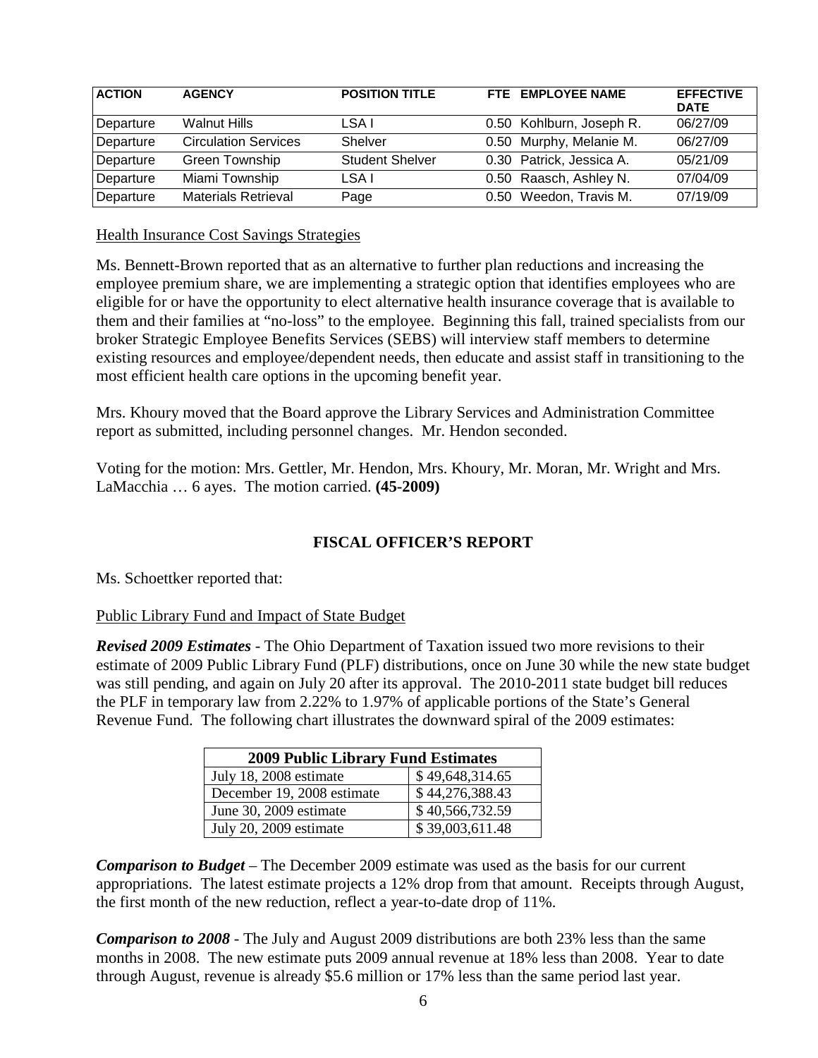| ACTION | AGENCY | POSITION TITLE | FTE | EMPLOYEE NAME | EFFECTIVE DATE |
|---|---|---|---|---|---|
| Departure | Walnut Hills | LSA I | 0.50 | Kohlburn, Joseph R. | 06/27/09 |
| Departure | Circulation Services | Shelver | 0.50 | Murphy, Melanie M. | 06/27/09 |
| Departure | Green Township | Student Shelver | 0.30 | Patrick, Jessica A. | 05/21/09 |
| Departure | Miami Township | LSA I | 0.50 | Raasch, Ashley N. | 07/04/09 |
| Departure | Materials Retrieval | Page | 0.50 | Weedon, Travis M. | 07/19/09 |

Health Insurance Cost Savings Strategies

Ms. Bennett-Brown reported that as an alternative to further plan reductions and increasing the employee premium share, we are implementing a strategic option that identifies employees who are eligible for or have the opportunity to elect alternative health insurance coverage that is available to them and their families at "no-loss" to the employee. Beginning this fall, trained specialists from our broker Strategic Employee Benefits Services (SEBS) will interview staff members to determine existing resources and employee/dependent needs, then educate and assist staff in transitioning to the most efficient health care options in the upcoming benefit year.

Mrs. Khoury moved that the Board approve the Library Services and Administration Committee report as submitted, including personnel changes. Mr. Hendon seconded.

Voting for the motion: Mrs. Gettler, Mr. Hendon, Mrs. Khoury, Mr. Moran, Mr. Wright and Mrs. LaMacchia … 6 ayes. The motion carried. **(45-2009)**

## FISCAL OFFICER'S REPORT

Ms. Schoettker reported that:

Public Library Fund and Impact of State Budget

***Revised 2009 Estimates*** - The Ohio Department of Taxation issued two more revisions to their estimate of 2009 Public Library Fund (PLF) distributions, once on June 30 while the new state budget was still pending, and again on July 20 after its approval. The 2010-2011 state budget bill reduces the PLF in temporary law from 2.22% to 1.97% of applicable portions of the State's General Revenue Fund. The following chart illustrates the downward spiral of the 2009 estimates:

| 2009 Public Library Fund Estimates | |
|---|---|
| July 18, 2008 estimate | $ 49,648,314.65 |
| December 19, 2008 estimate | $ 44,276,388.43 |
| June 30, 2009 estimate | $ 40,566,732.59 |
| July 20, 2009 estimate | $ 39,003,611.48 |

***Comparison to Budget*** – The December 2009 estimate was used as the basis for our current appropriations. The latest estimate projects a 12% drop from that amount. Receipts through August, the first month of the new reduction, reflect a year-to-date drop of 11%.

***Comparison to 2008*** - The July and August 2009 distributions are both 23% less than the same months in 2008. The new estimate puts 2009 annual revenue at 18% less than 2008. Year to date through August, revenue is already $5.6 million or 17% less than the same period last year.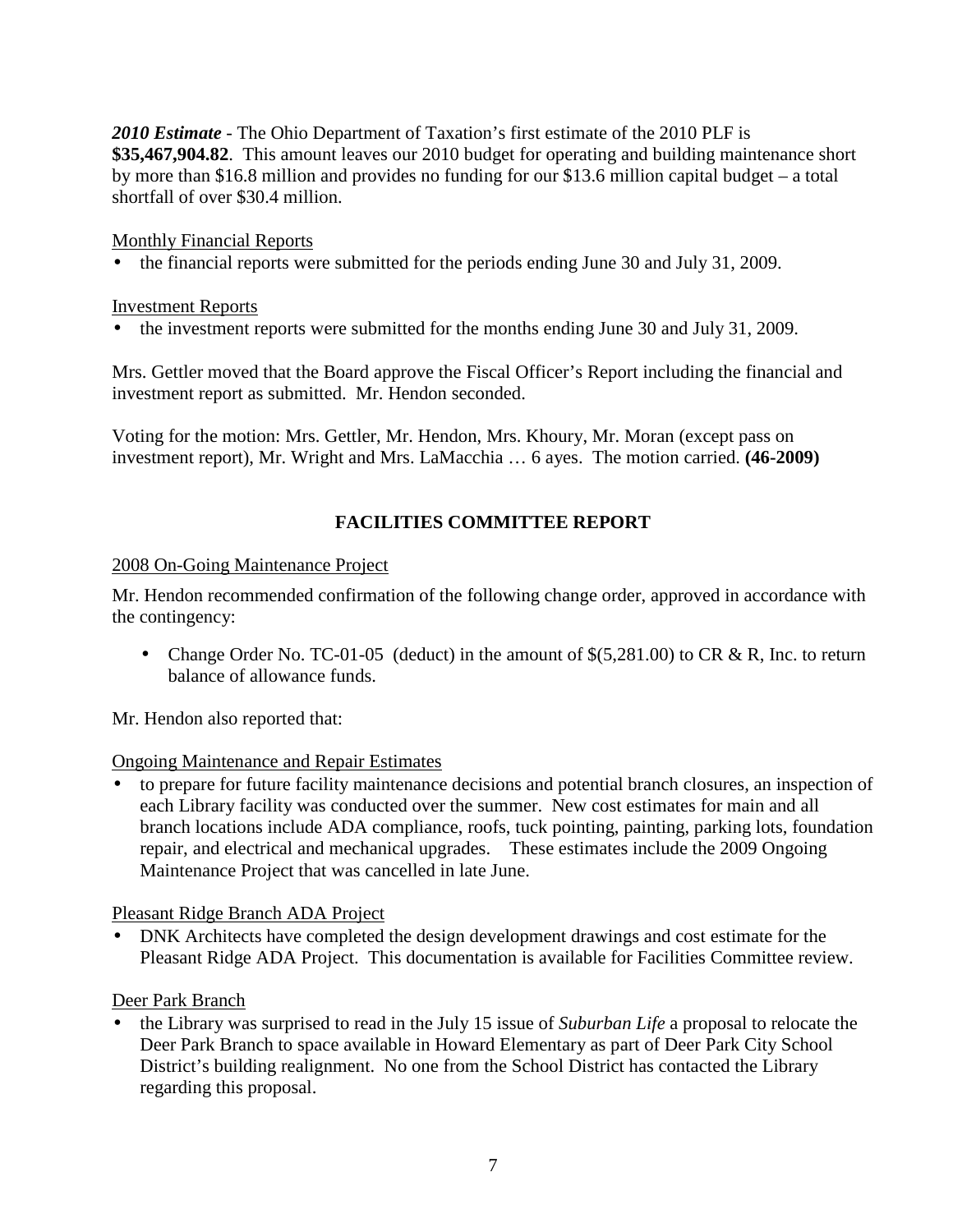***2010 Estimate*** - The Ohio Department of Taxation's first estimate of the 2010 PLF is **$35,467,904.82**. This amount leaves our 2010 budget for operating and building maintenance short by more than $16.8 million and provides no funding for our $13.6 million capital budget – a total shortfall of over $30.4 million.

<u>Monthly Financial Reports</u>

- the financial reports were submitted for the periods ending June 30 and July 31, 2009.

<u>Investment Reports</u>

- the investment reports were submitted for the months ending June 30 and July 31, 2009.

Mrs. Gettler moved that the Board approve the Fiscal Officer's Report including the financial and investment report as submitted. Mr. Hendon seconded.

Voting for the motion: Mrs. Gettler, Mr. Hendon, Mrs. Khoury, Mr. Moran (except pass on investment report), Mr. Wright and Mrs. LaMacchia … 6 ayes. The motion carried. **(46-2009)**

## FACILITIES COMMITTEE REPORT

<u>2008 On-Going Maintenance Project</u>

Mr. Hendon recommended confirmation of the following change order, approved in accordance with the contingency:

- Change Order No. TC-01-05 (deduct) in the amount of $(5,281.00) to CR & R, Inc. to return balance of allowance funds.

Mr. Hendon also reported that:

<u>Ongoing Maintenance and Repair Estimates</u>

- to prepare for future facility maintenance decisions and potential branch closures, an inspection of each Library facility was conducted over the summer. New cost estimates for main and all branch locations include ADA compliance, roofs, tuck pointing, painting, parking lots, foundation repair, and electrical and mechanical upgrades. These estimates include the 2009 Ongoing Maintenance Project that was cancelled in late June.

<u>Pleasant Ridge Branch ADA Project</u>

- DNK Architects have completed the design development drawings and cost estimate for the Pleasant Ridge ADA Project. This documentation is available for Facilities Committee review.

<u>Deer Park Branch</u>

- the Library was surprised to read in the July 15 issue of *Suburban Life* a proposal to relocate the Deer Park Branch to space available in Howard Elementary as part of Deer Park City School District's building realignment. No one from the School District has contacted the Library regarding this proposal.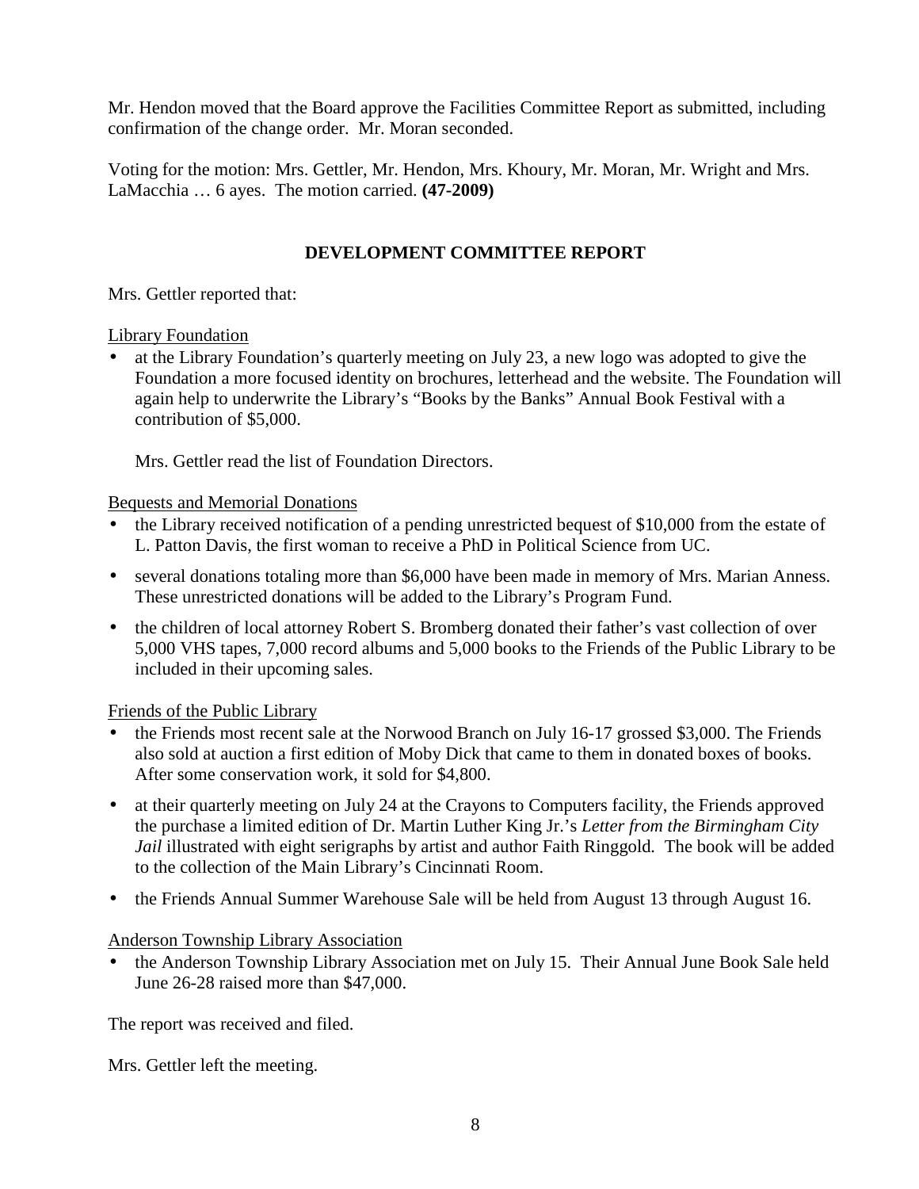Mr. Hendon moved that the Board approve the Facilities Committee Report as submitted, including confirmation of the change order. Mr. Moran seconded.

Voting for the motion: Mrs. Gettler, Mr. Hendon, Mrs. Khoury, Mr. Moran, Mr. Wright and Mrs. LaMacchia … 6 ayes. The motion carried. **(47-2009)**

## DEVELOPMENT COMMITTEE REPORT

Mrs. Gettler reported that:

<u>Library Foundation</u>

- at the Library Foundation's quarterly meeting on July 23, a new logo was adopted to give the Foundation a more focused identity on brochures, letterhead and the website. The Foundation will again help to underwrite the Library's "Books by the Banks" Annual Book Festival with a contribution of $5,000.

  Mrs. Gettler read the list of Foundation Directors.

<u>Bequests and Memorial Donations</u>

- the Library received notification of a pending unrestricted bequest of $10,000 from the estate of L. Patton Davis, the first woman to receive a PhD in Political Science from UC.
- several donations totaling more than $6,000 have been made in memory of Mrs. Marian Anness. These unrestricted donations will be added to the Library's Program Fund.
- the children of local attorney Robert S. Bromberg donated their father's vast collection of over 5,000 VHS tapes, 7,000 record albums and 5,000 books to the Friends of the Public Library to be included in their upcoming sales.

<u>Friends of the Public Library</u>

- the Friends most recent sale at the Norwood Branch on July 16-17 grossed $3,000. The Friends also sold at auction a first edition of Moby Dick that came to them in donated boxes of books. After some conservation work, it sold for $4,800.
- at their quarterly meeting on July 24 at the Crayons to Computers facility, the Friends approved the purchase a limited edition of Dr. Martin Luther King Jr.'s *Letter from the Birmingham City Jail* illustrated with eight serigraphs by artist and author Faith Ringgold. The book will be added to the collection of the Main Library's Cincinnati Room.
- the Friends Annual Summer Warehouse Sale will be held from August 13 through August 16.

<u>Anderson Township Library Association</u>

- the Anderson Township Library Association met on July 15. Their Annual June Book Sale held June 26-28 raised more than $47,000.

The report was received and filed.

Mrs. Gettler left the meeting.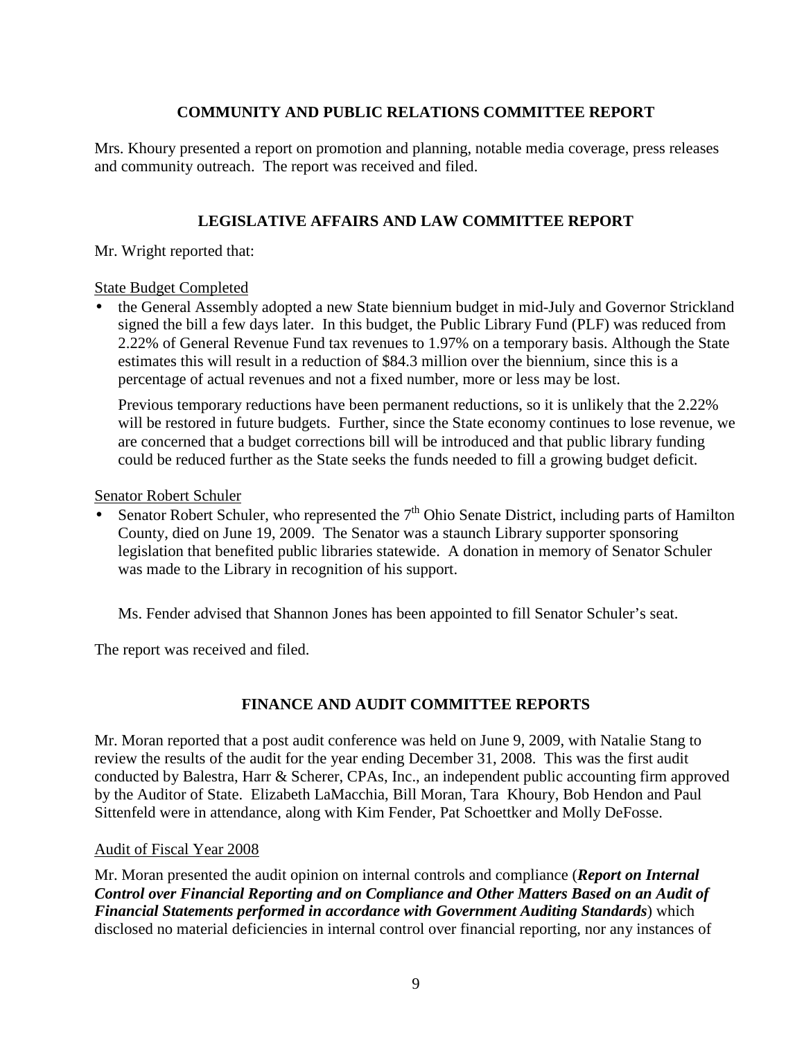## COMMUNITY AND PUBLIC RELATIONS COMMITTEE REPORT

Mrs. Khoury presented a report on promotion and planning, notable media coverage, press releases and community outreach. The report was received and filed.

## LEGISLATIVE AFFAIRS AND LAW COMMITTEE REPORT

Mr. Wright reported that:

State Budget Completed

- the General Assembly adopted a new State biennium budget in mid-July and Governor Strickland signed the bill a few days later. In this budget, the Public Library Fund (PLF) was reduced from 2.22% of General Revenue Fund tax revenues to 1.97% on a temporary basis. Although the State estimates this will result in a reduction of $84.3 million over the biennium, since this is a percentage of actual revenues and not a fixed number, more or less may be lost.

  Previous temporary reductions have been permanent reductions, so it is unlikely that the 2.22% will be restored in future budgets. Further, since the State economy continues to lose revenue, we are concerned that a budget corrections bill will be introduced and that public library funding could be reduced further as the State seeks the funds needed to fill a growing budget deficit.

Senator Robert Schuler

- Senator Robert Schuler, who represented the 7th Ohio Senate District, including parts of Hamilton County, died on June 19, 2009. The Senator was a staunch Library supporter sponsoring legislation that benefited public libraries statewide. A donation in memory of Senator Schuler was made to the Library in recognition of his support.

  Ms. Fender advised that Shannon Jones has been appointed to fill Senator Schuler's seat.

The report was received and filed.

## FINANCE AND AUDIT COMMITTEE REPORTS

Mr. Moran reported that a post audit conference was held on June 9, 2009, with Natalie Stang to review the results of the audit for the year ending December 31, 2008. This was the first audit conducted by Balestra, Harr & Scherer, CPAs, Inc., an independent public accounting firm approved by the Auditor of State. Elizabeth LaMacchia, Bill Moran, Tara Khoury, Bob Hendon and Paul Sittenfeld were in attendance, along with Kim Fender, Pat Schoettker and Molly DeFosse.

Audit of Fiscal Year 2008

Mr. Moran presented the audit opinion on internal controls and compliance (***Report on Internal Control over Financial Reporting and on Compliance and Other Matters Based on an Audit of Financial Statements performed in accordance with Government Auditing Standards***) which disclosed no material deficiencies in internal control over financial reporting, nor any instances of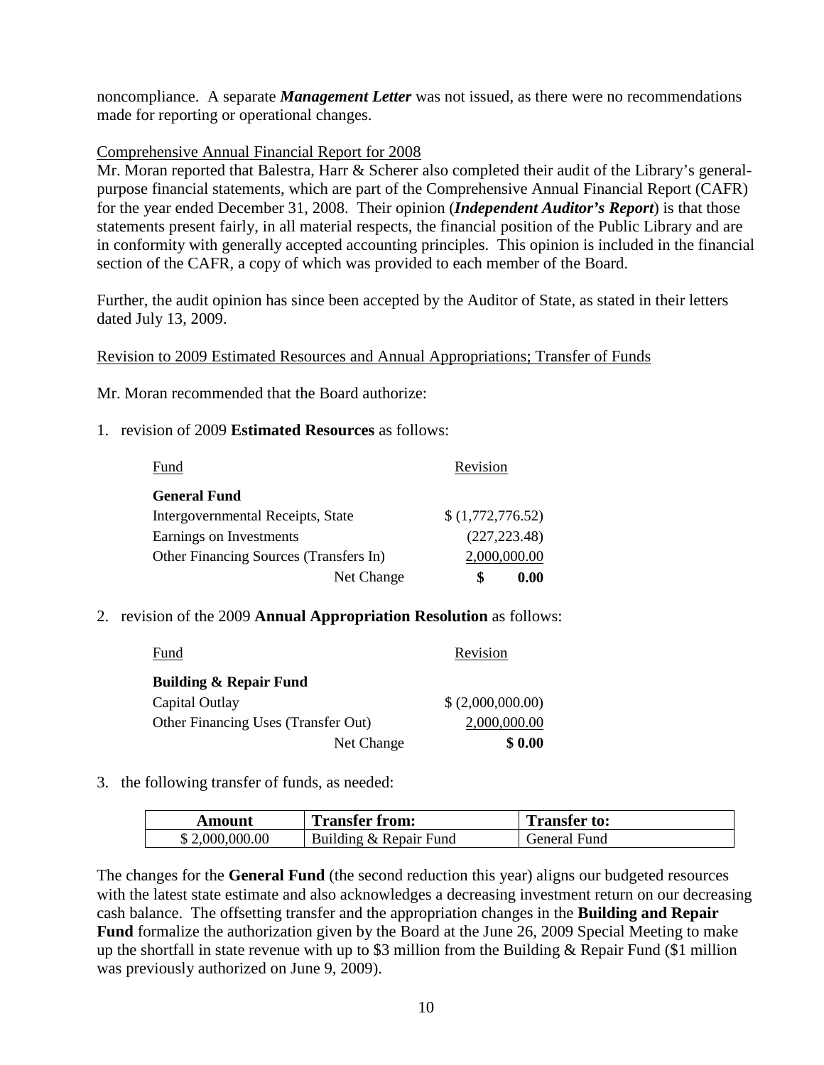noncompliance. A separate ***Management Letter*** was not issued, as there were no recommendations made for reporting or operational changes.

Comprehensive Annual Financial Report for 2008

Mr. Moran reported that Balestra, Harr & Scherer also completed their audit of the Library's general-purpose financial statements, which are part of the Comprehensive Annual Financial Report (CAFR) for the year ended December 31, 2008. Their opinion (***Independent Auditor's Report***) is that those statements present fairly, in all material respects, the financial position of the Public Library and are in conformity with generally accepted accounting principles. This opinion is included in the financial section of the CAFR, a copy of which was provided to each member of the Board.

Further, the audit opinion has since been accepted by the Auditor of State, as stated in their letters dated July 13, 2009.

Revision to 2009 Estimated Resources and Annual Appropriations; Transfer of Funds

Mr. Moran recommended that the Board authorize:

1. revision of 2009 **Estimated Resources** as follows:

| Fund | Revision |
|---|---|
| **General Fund** | |
| Intergovernmental Receipts, State | $ (1,772,776.52) |
| Earnings on Investments | (227,223.48) |
| Other Financing Sources (Transfers In) | 2,000,000.00 |
| Net Change | **$ 0.00** |

2. revision of the 2009 **Annual Appropriation Resolution** as follows:

| Fund | Revision |
|---|---|
| **Building & Repair Fund** | |
| Capital Outlay | $ (2,000,000.00) |
| Other Financing Uses (Transfer Out) | 2,000,000.00 |
| Net Change | **$ 0.00** |

3. the following transfer of funds, as needed:

| Amount | Transfer from: | Transfer to: |
|---|---|---|
| $ 2,000,000.00 | Building & Repair Fund | General Fund |

The changes for the **General Fund** (the second reduction this year) aligns our budgeted resources with the latest state estimate and also acknowledges a decreasing investment return on our decreasing cash balance. The offsetting transfer and the appropriation changes in the **Building and Repair Fund** formalize the authorization given by the Board at the June 26, 2009 Special Meeting to make up the shortfall in state revenue with up to $3 million from the Building & Repair Fund ($1 million was previously authorized on June 9, 2009).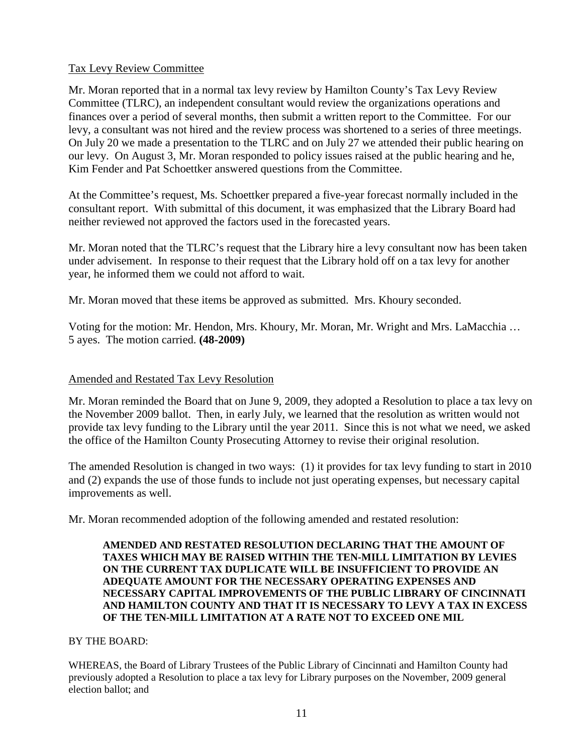Tax Levy Review Committee

Mr. Moran reported that in a normal tax levy review by Hamilton County's Tax Levy Review Committee (TLRC), an independent consultant would review the organizations operations and finances over a period of several months, then submit a written report to the Committee. For our levy, a consultant was not hired and the review process was shortened to a series of three meetings. On July 20 we made a presentation to the TLRC and on July 27 we attended their public hearing on our levy. On August 3, Mr. Moran responded to policy issues raised at the public hearing and he, Kim Fender and Pat Schoettker answered questions from the Committee.

At the Committee's request, Ms. Schoettker prepared a five-year forecast normally included in the consultant report. With submittal of this document, it was emphasized that the Library Board had neither reviewed not approved the factors used in the forecasted years.

Mr. Moran noted that the TLRC's request that the Library hire a levy consultant now has been taken under advisement. In response to their request that the Library hold off on a tax levy for another year, he informed them we could not afford to wait.

Mr. Moran moved that these items be approved as submitted. Mrs. Khoury seconded.

Voting for the motion: Mr. Hendon, Mrs. Khoury, Mr. Moran, Mr. Wright and Mrs. LaMacchia … 5 ayes. The motion carried. **(48-2009)**

Amended and Restated Tax Levy Resolution

Mr. Moran reminded the Board that on June 9, 2009, they adopted a Resolution to place a tax levy on the November 2009 ballot. Then, in early July, we learned that the resolution as written would not provide tax levy funding to the Library until the year 2011. Since this is not what we need, we asked the office of the Hamilton County Prosecuting Attorney to revise their original resolution.

The amended Resolution is changed in two ways: (1) it provides for tax levy funding to start in 2010 and (2) expands the use of those funds to include not just operating expenses, but necessary capital improvements as well.

Mr. Moran recommended adoption of the following amended and restated resolution:

> **AMENDED AND RESTATED RESOLUTION DECLARING THAT THE AMOUNT OF TAXES WHICH MAY BE RAISED WITHIN THE TEN-MILL LIMITATION BY LEVIES ON THE CURRENT TAX DUPLICATE WILL BE INSUFFICIENT TO PROVIDE AN ADEQUATE AMOUNT FOR THE NECESSARY OPERATING EXPENSES AND NECESSARY CAPITAL IMPROVEMENTS OF THE PUBLIC LIBRARY OF CINCINNATI AND HAMILTON COUNTY AND THAT IT IS NECESSARY TO LEVY A TAX IN EXCESS OF THE TEN-MILL LIMITATION AT A RATE NOT TO EXCEED ONE MIL**

BY THE BOARD:

WHEREAS, the Board of Library Trustees of the Public Library of Cincinnati and Hamilton County had previously adopted a Resolution to place a tax levy for Library purposes on the November, 2009 general election ballot; and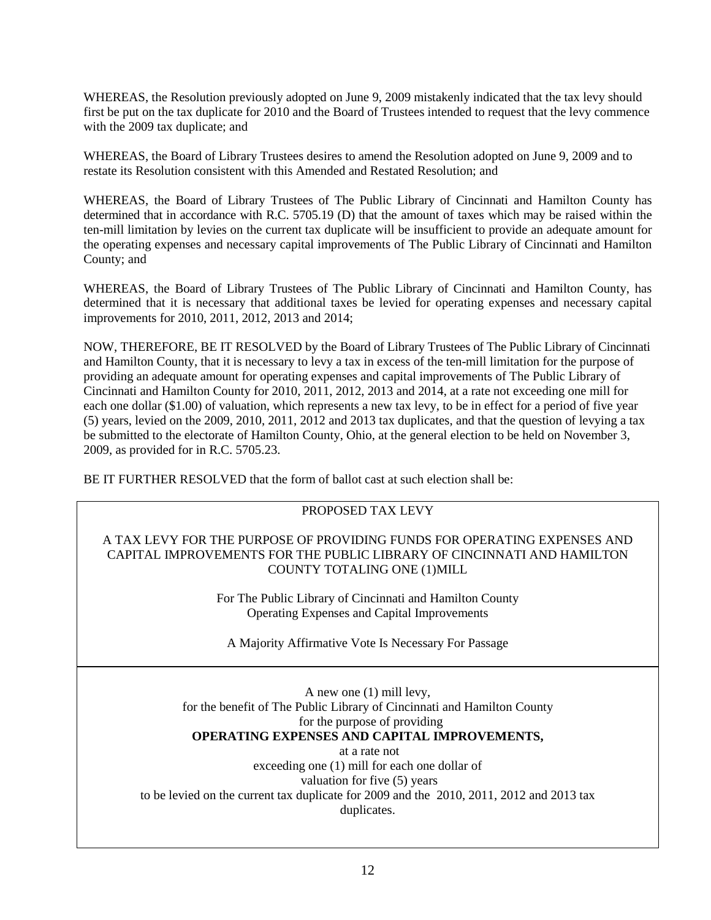WHEREAS, the Resolution previously adopted on June 9, 2009 mistakenly indicated that the tax levy should first be put on the tax duplicate for 2010 and the Board of Trustees intended to request that the levy commence with the 2009 tax duplicate; and

WHEREAS, the Board of Library Trustees desires to amend the Resolution adopted on June 9, 2009 and to restate its Resolution consistent with this Amended and Restated Resolution; and

WHEREAS, the Board of Library Trustees of The Public Library of Cincinnati and Hamilton County has determined that in accordance with R.C. 5705.19 (D) that the amount of taxes which may be raised within the ten-mill limitation by levies on the current tax duplicate will be insufficient to provide an adequate amount for the operating expenses and necessary capital improvements of The Public Library of Cincinnati and Hamilton County; and

WHEREAS, the Board of Library Trustees of The Public Library of Cincinnati and Hamilton County, has determined that it is necessary that additional taxes be levied for operating expenses and necessary capital improvements for 2010, 2011, 2012, 2013 and 2014;

NOW, THEREFORE, BE IT RESOLVED by the Board of Library Trustees of The Public Library of Cincinnati and Hamilton County, that it is necessary to levy a tax in excess of the ten-mill limitation for the purpose of providing an adequate amount for operating expenses and capital improvements of The Public Library of Cincinnati and Hamilton County for 2010, 2011, 2012, 2013 and 2014, at a rate not exceeding one mill for each one dollar ($1.00) of valuation, which represents a new tax levy, to be in effect for a period of five year (5) years, levied on the 2009, 2010, 2011, 2012 and 2013 tax duplicates, and that the question of levying a tax be submitted to the electorate of Hamilton County, Ohio, at the general election to be held on November 3, 2009, as provided for in R.C. 5705.23.

BE IT FURTHER RESOLVED that the form of ballot cast at such election shall be:

PROPOSED TAX LEVY

A TAX LEVY FOR THE PURPOSE OF PROVIDING FUNDS FOR OPERATING EXPENSES AND CAPITAL IMPROVEMENTS FOR THE PUBLIC LIBRARY OF CINCINNATI AND HAMILTON COUNTY TOTALING ONE (1)MILL

For The Public Library of Cincinnati and Hamilton County
Operating Expenses and Capital Improvements

A Majority Affirmative Vote Is Necessary For Passage

A new one (1) mill levy,
for the benefit of The Public Library of Cincinnati and Hamilton County
for the purpose of providing
**OPERATING EXPENSES AND CAPITAL IMPROVEMENTS,**
at a rate not
exceeding one (1) mill for each one dollar of
valuation for five (5) years
to be levied on the current tax duplicate for 2009 and the 2010, 2011, 2012 and 2013 tax duplicates.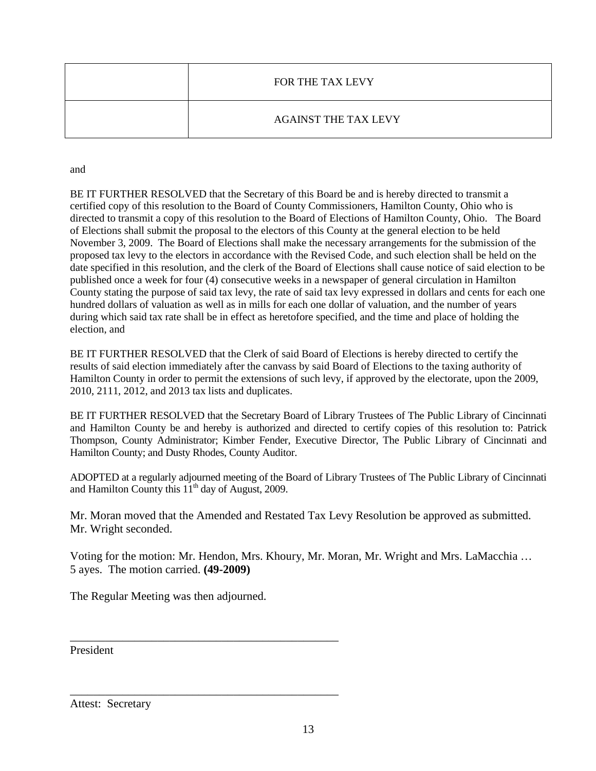| | |
|---|---|
| | FOR THE TAX LEVY |
| | AGAINST THE TAX LEVY |

and

BE IT FURTHER RESOLVED that the Secretary of this Board be and is hereby directed to transmit a certified copy of this resolution to the Board of County Commissioners, Hamilton County, Ohio who is directed to transmit a copy of this resolution to the Board of Elections of Hamilton County, Ohio. The Board of Elections shall submit the proposal to the electors of this County at the general election to be held November 3, 2009. The Board of Elections shall make the necessary arrangements for the submission of the proposed tax levy to the electors in accordance with the Revised Code, and such election shall be held on the date specified in this resolution, and the clerk of the Board of Elections shall cause notice of said election to be published once a week for four (4) consecutive weeks in a newspaper of general circulation in Hamilton County stating the purpose of said tax levy, the rate of said tax levy expressed in dollars and cents for each one hundred dollars of valuation as well as in mills for each one dollar of valuation, and the number of years during which said tax rate shall be in effect as heretofore specified, and the time and place of holding the election, and

BE IT FURTHER RESOLVED that the Clerk of said Board of Elections is hereby directed to certify the results of said election immediately after the canvass by said Board of Elections to the taxing authority of Hamilton County in order to permit the extensions of such levy, if approved by the electorate, upon the 2009, 2010, 2111, 2012, and 2013 tax lists and duplicates.

BE IT FURTHER RESOLVED that the Secretary Board of Library Trustees of The Public Library of Cincinnati and Hamilton County be and hereby is authorized and directed to certify copies of this resolution to: Patrick Thompson, County Administrator; Kimber Fender, Executive Director, The Public Library of Cincinnati and Hamilton County; and Dusty Rhodes, County Auditor.

ADOPTED at a regularly adjourned meeting of the Board of Library Trustees of The Public Library of Cincinnati and Hamilton County this 11th day of August, 2009.

Mr. Moran moved that the Amended and Restated Tax Levy Resolution be approved as submitted. Mr. Wright seconded.

Voting for the motion: Mr. Hendon, Mrs. Khoury, Mr. Moran, Mr. Wright and Mrs. LaMacchia … 5 ayes. The motion carried. **(49-2009)**

The Regular Meeting was then adjourned.

\_\_\_\_\_\_\_\_\_\_\_\_\_\_\_\_\_\_\_\_\_\_\_\_\_\_\_\_\_\_\_\_\_\_\_\_\_\_\_\_\_\_\_\_\_\_

President

\_\_\_\_\_\_\_\_\_\_\_\_\_\_\_\_\_\_\_\_\_\_\_\_\_\_\_\_\_\_\_\_\_\_\_\_\_\_\_\_\_\_\_\_\_\_

Attest: Secretary